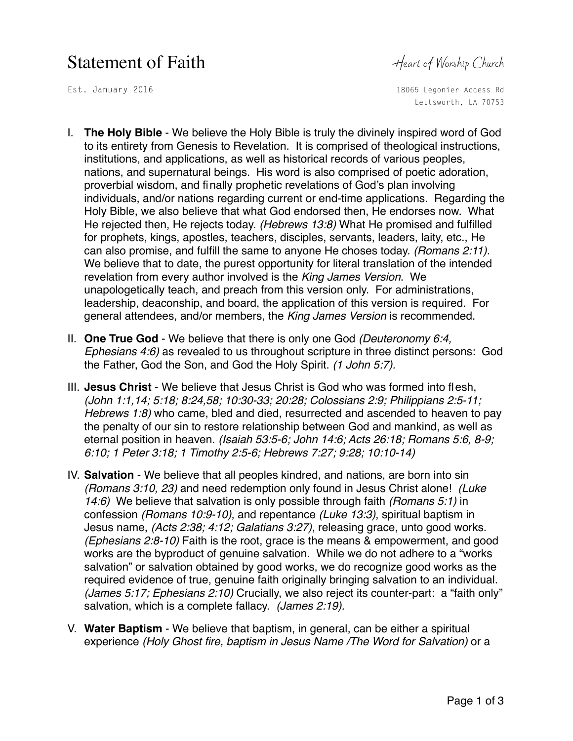# Statement of Faith

Heart of Worship Church

Est. January 2016

18065 Legonier Access Rd
Lettsworth, LA 70753

I. **The Holy Bible** - We believe the Holy Bible is truly the divinely inspired word of God to its entirety from Genesis to Revelation. It is comprised of theological instructions, institutions, and applications, as well as historical records of various peoples, nations, and supernatural beings. His word is also comprised of poetic adoration, proverbial wisdom, and finally prophetic revelations of God's plan involving individuals, and/or nations regarding current or end-time applications. Regarding the Holy Bible, we also believe that what God endorsed then, He endorses now. What He rejected then, He rejects today. *(Hebrews 13:8)* What He promised and fulfilled for prophets, kings, apostles, teachers, disciples, servants, leaders, laity, etc., He can also promise, and fulfill the same to anyone He choses today. *(Romans 2:11).* We believe that to date, the purest opportunity for literal translation of the intended revelation from every author involved is the *King James Version*. We unapologetically teach, and preach from this version only. For administrations, leadership, deaconship, and board, the application of this version is required. For general attendees, and/or members, the *King James Version* is recommended.

II. **One True God** - We believe that there is only one God *(Deuteronomy 6:4, Ephesians 4:6)* as revealed to us throughout scripture in three distinct persons: God the Father, God the Son, and God the Holy Spirit. *(1 John 5:7).*

III. **Jesus Christ** - We believe that Jesus Christ is God who was formed into flesh, *(John 1:1,14; 5:18; 8:24,58; 10:30-33; 20:28; Colossians 2:9; Philippians 2:5-11; Hebrews 1:8)* who came, bled and died, resurrected and ascended to heaven to pay the penalty of our sin to restore relationship between God and mankind, as well as eternal position in heaven. *(Isaiah 53:5-6; John 14:6; Acts 26:18; Romans 5:6, 8-9; 6:10; 1 Peter 3:18; 1 Timothy 2:5-6; Hebrews 7:27; 9:28; 10:10-14)*

IV. **Salvation** - We believe that all peoples kindred, and nations, are born into sin *(Romans 3:10, 23)* and need redemption only found in Jesus Christ alone! *(Luke 14:6)* We believe that salvation is only possible through faith *(Romans 5:1)* in confession *(Romans 10:9-10)*, and repentance *(Luke 13:3)*, spiritual baptism in Jesus name, *(Acts 2:38; 4:12; Galatians 3:27)*, releasing grace, unto good works. *(Ephesians 2:8-10)* Faith is the root, grace is the means & empowerment, and good works are the byproduct of genuine salvation. While we do not adhere to a "works salvation" or salvation obtained by good works, we do recognize good works as the required evidence of true, genuine faith originally bringing salvation to an individual. *(James 5:17; Ephesians 2:10)* Crucially, we also reject its counter-part: a "faith only" salvation, which is a complete fallacy. *(James 2:19).*

V. **Water Baptism** - We believe that baptism, in general, can be either a spiritual experience *(Holy Ghost fire, baptism in Jesus Name /The Word for Salvation)* or a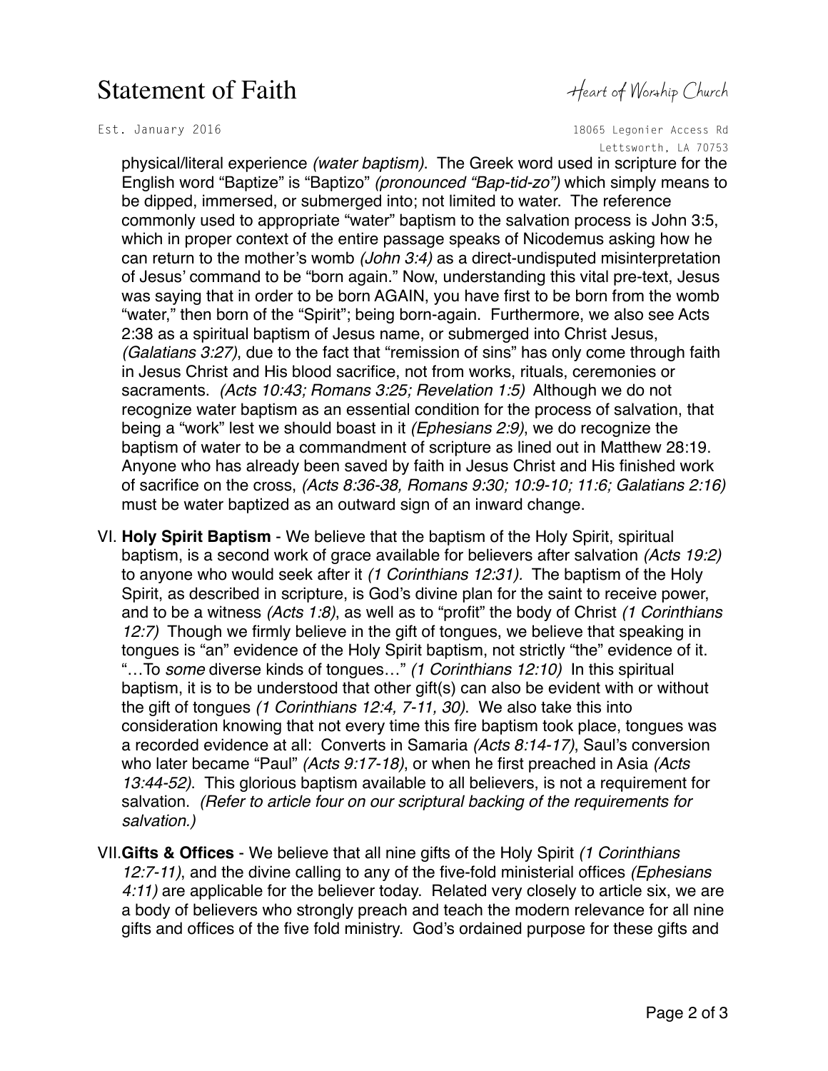physical/literal experience *(water baptism)*. The Greek word used in scripture for the English word "Baptize" is "Baptizo" *(pronounced "Bap-tid-zo")* which simply means to be dipped, immersed, or submerged into; not limited to water. The reference commonly used to appropriate "water" baptism to the salvation process is John 3:5, which in proper context of the entire passage speaks of Nicodemus asking how he can return to the mother's womb *(John 3:4)* as a direct-undisputed misinterpretation of Jesus' command to be "born again." Now, understanding this vital pre-text, Jesus was saying that in order to be born AGAIN, you have first to be born from the womb "water," then born of the "Spirit"; being born-again. Furthermore, we also see Acts 2:38 as a spiritual baptism of Jesus name, or submerged into Christ Jesus, *(Galatians 3:27)*, due to the fact that "remission of sins" has only come through faith in Jesus Christ and His blood sacrifice, not from works, rituals, ceremonies or sacraments. *(Acts 10:43; Romans 3:25; Revelation 1:5)* Although we do not recognize water baptism as an essential condition for the process of salvation, that being a "work" lest we should boast in it *(Ephesians 2:9)*, we do recognize the baptism of water to be a commandment of scripture as lined out in Matthew 28:19. Anyone who has already been saved by faith in Jesus Christ and His finished work of sacrifice on the cross, *(Acts 8:36-38, Romans 9:30; 10:9-10; 11:6; Galatians 2:16)* must be water baptized as an outward sign of an inward change.

VI. **Holy Spirit Baptism** - We believe that the baptism of the Holy Spirit, spiritual baptism, is a second work of grace available for believers after salvation *(Acts 19:2)* to anyone who would seek after it *(1 Corinthians 12:31).* The baptism of the Holy Spirit, as described in scripture, is God's divine plan for the saint to receive power, and to be a witness *(Acts 1:8)*, as well as to "profit" the body of Christ *(1 Corinthians 12:7)* Though we firmly believe in the gift of tongues, we believe that speaking in tongues is "an" evidence of the Holy Spirit baptism, not strictly "the" evidence of it. "…To *some* diverse kinds of tongues…" *(1 Corinthians 12:10)* In this spiritual baptism, it is to be understood that other gift(s) can also be evident with or without the gift of tongues *(1 Corinthians 12:4, 7-11, 30)*. We also take this into consideration knowing that not every time this fire baptism took place, tongues was a recorded evidence at all: Converts in Samaria *(Acts 8:14-17)*, Saul's conversion who later became "Paul" *(Acts 9:17-18)*, or when he first preached in Asia *(Acts 13:44-52)*. This glorious baptism available to all believers, is not a requirement for salvation. *(Refer to article four on our scriptural backing of the requirements for salvation.)*

VII. **Gifts & Offices** - We believe that all nine gifts of the Holy Spirit *(1 Corinthians 12:7-11)*, and the divine calling to any of the five-fold ministerial offices *(Ephesians 4:11)* are applicable for the believer today. Related very closely to article six, we are a body of believers who strongly preach and teach the modern relevance for all nine gifts and offices of the five fold ministry. God's ordained purpose for these gifts and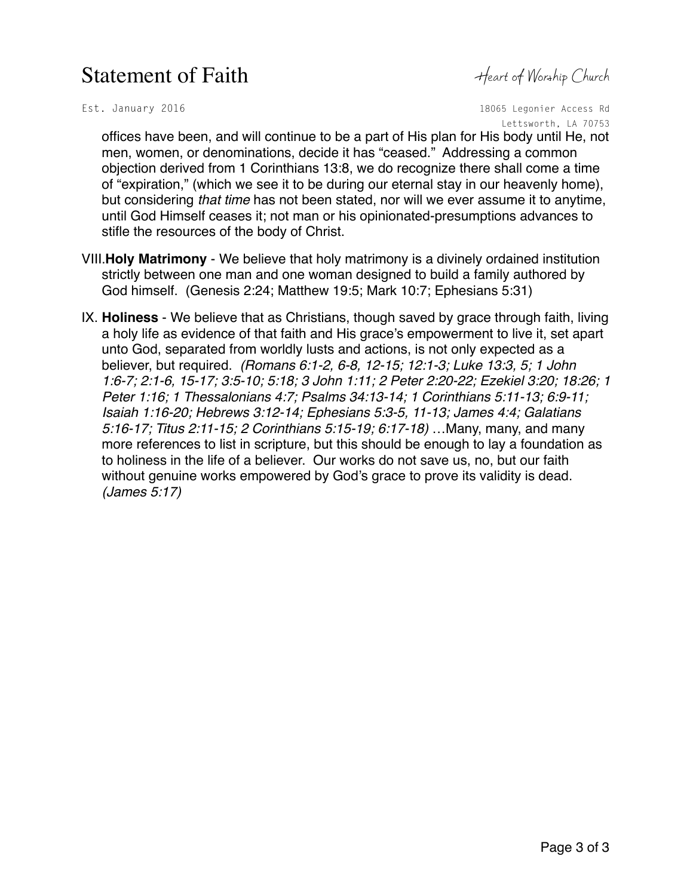offices have been, and will continue to be a part of His plan for His body until He, not men, women, or denominations, decide it has "ceased." Addressing a common objection derived from 1 Corinthians 13:8, we do recognize there shall come a time of "expiration," (which we see it to be during our eternal stay in our heavenly home), but considering *that time* has not been stated, nor will we ever assume it to anytime, until God Himself ceases it; not man or his opinionated-presumptions advances to stifle the resources of the body of Christ.

VIII. **Holy Matrimony** - We believe that holy matrimony is a divinely ordained institution strictly between one man and one woman designed to build a family authored by God himself. (Genesis 2:24; Matthew 19:5; Mark 10:7; Ephesians 5:31)

IX. **Holiness** - We believe that as Christians, though saved by grace through faith, living a holy life as evidence of that faith and His grace's empowerment to live it, set apart unto God, separated from worldly lusts and actions, is not only expected as a believer, but required. *(Romans 6:1-2, 6-8, 12-15; 12:1-3; Luke 13:3, 5; 1 John 1:6-7; 2:1-6, 15-17; 3:5-10; 5:18; 3 John 1:11; 2 Peter 2:20-22; Ezekiel 3:20; 18:26; 1 Peter 1:16; 1 Thessalonians 4:7; Psalms 34:13-14; 1 Corinthians 5:11-13; 6:9-11; Isaiah 1:16-20; Hebrews 3:12-14; Ephesians 5:3-5, 11-13; James 4:4; Galatians 5:16-17; Titus 2:11-15; 2 Corinthians 5:15-19; 6:17-18)* …Many, many, and many more references to list in scripture, but this should be enough to lay a foundation as to holiness in the life of a believer. Our works do not save us, no, but our faith without genuine works empowered by God's grace to prove its validity is dead. *(James 5:17)*